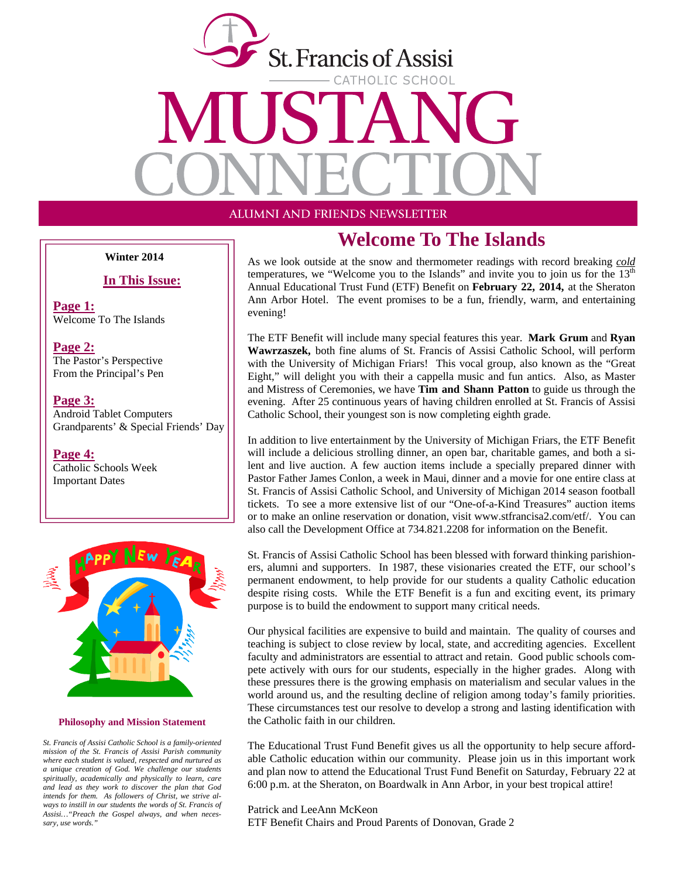# St. Francis of Assisi

CATHOLIC SCHOOL

# MUSTANG CONNECTION

ALUMNI AND FRIENDS NEWSLETTER

**Winter 2014**

**In This Issue:**

**Page 1:**
Welcome To The Islands

**Page 2:**
The Pastor's Perspective
From the Principal's Pen

**Page 3:**
Android Tablet Computers
Grandparents' & Special Friends' Day

**Page 4:**
Catholic Schools Week
Important Dates

**Philosophy and Mission Statement**

*St. Francis of Assisi Catholic School is a family-oriented mission of the St. Francis of Assisi Parish community where each student is valued, respected and nurtured as a unique creation of God. We challenge our students spiritually, academically and physically to learn, care and lead as they work to discover the plan that God intends for them. As followers of Christ, we strive always to instill in our students the words of St. Francis of Assisi…"Preach the Gospel always, and when necessary, use words."*

## Welcome To The Islands

As we look outside at the snow and thermometer readings with record breaking *cold* temperatures, we "Welcome you to the Islands" and invite you to join us for the 13th Annual Educational Trust Fund (ETF) Benefit on **February 22, 2014,** at the Sheraton Ann Arbor Hotel. The event promises to be a fun, friendly, warm, and entertaining evening!

The ETF Benefit will include many special features this year. **Mark Grum** and **Ryan Wawrzaszek,** both fine alums of St. Francis of Assisi Catholic School, will perform with the University of Michigan Friars! This vocal group, also known as the "Great Eight," will delight you with their a cappella music and fun antics. Also, as Master and Mistress of Ceremonies, we have **Tim and Shann Patton** to guide us through the evening. After 25 continuous years of having children enrolled at St. Francis of Assisi Catholic School, their youngest son is now completing eighth grade.

In addition to live entertainment by the University of Michigan Friars, the ETF Benefit will include a delicious strolling dinner, an open bar, charitable games, and both a silent and live auction. A few auction items include a specially prepared dinner with Pastor Father James Conlon, a week in Maui, dinner and a movie for one entire class at St. Francis of Assisi Catholic School, and University of Michigan 2014 season football tickets. To see a more extensive list of our "One-of-a-Kind Treasures" auction items or to make an online reservation or donation, visit www.stfrancisa2.com/etf/. You can also call the Development Office at 734.821.2208 for information on the Benefit.

St. Francis of Assisi Catholic School has been blessed with forward thinking parishioners, alumni and supporters. In 1987, these visionaries created the ETF, our school's permanent endowment, to help provide for our students a quality Catholic education despite rising costs. While the ETF Benefit is a fun and exciting event, its primary purpose is to build the endowment to support many critical needs.

Our physical facilities are expensive to build and maintain. The quality of courses and teaching is subject to close review by local, state, and accrediting agencies. Excellent faculty and administrators are essential to attract and retain. Good public schools compete actively with ours for our students, especially in the higher grades. Along with these pressures there is the growing emphasis on materialism and secular values in the world around us, and the resulting decline of religion among today's family priorities. These circumstances test our resolve to develop a strong and lasting identification with the Catholic faith in our children.

The Educational Trust Fund Benefit gives us all the opportunity to help secure affordable Catholic education within our community. Please join us in this important work and plan now to attend the Educational Trust Fund Benefit on Saturday, February 22 at 6:00 p.m. at the Sheraton, on Boardwalk in Ann Arbor, in your best tropical attire!

Patrick and LeeAnn McKeon
ETF Benefit Chairs and Proud Parents of Donovan, Grade 2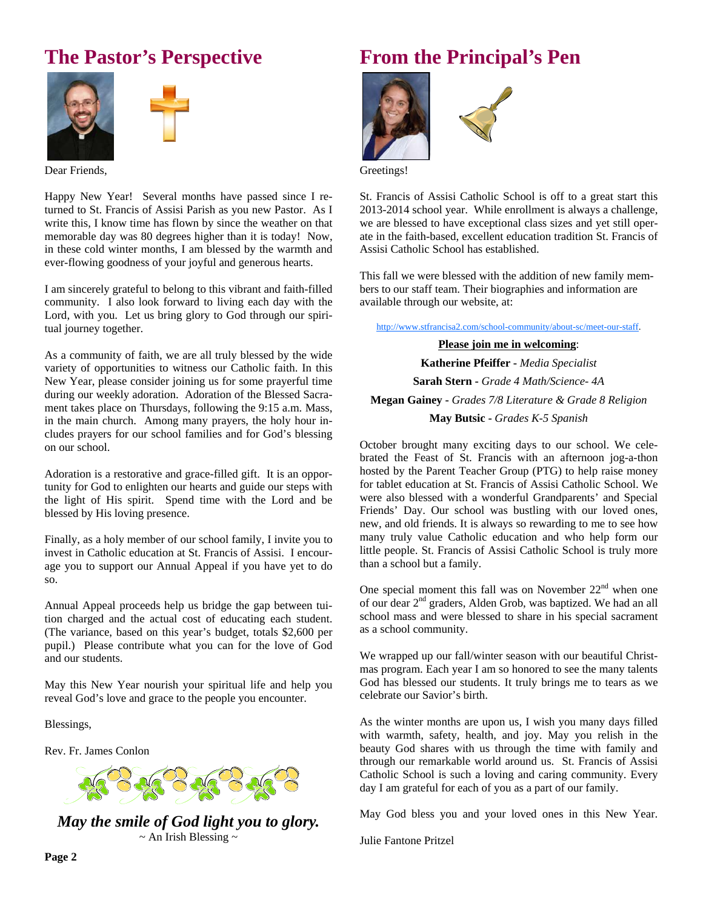## The Pastor's Perspective

Dear Friends,

Happy New Year! Several months have passed since I returned to St. Francis of Assisi Parish as you new Pastor. As I write this, I know time has flown by since the weather on that memorable day was 80 degrees higher than it is today! Now, in these cold winter months, I am blessed by the warmth and ever-flowing goodness of your joyful and generous hearts.

I am sincerely grateful to belong to this vibrant and faith-filled community. I also look forward to living each day with the Lord, with you. Let us bring glory to God through our spiritual journey together.

As a community of faith, we are all truly blessed by the wide variety of opportunities to witness our Catholic faith. In this New Year, please consider joining us for some prayerful time during our weekly adoration. Adoration of the Blessed Sacrament takes place on Thursdays, following the 9:15 a.m. Mass, in the main church. Among many prayers, the holy hour includes prayers for our school families and for God's blessing on our school.

Adoration is a restorative and grace-filled gift. It is an opportunity for God to enlighten our hearts and guide our steps with the light of His spirit. Spend time with the Lord and be blessed by His loving presence.

Finally, as a holy member of our school family, I invite you to invest in Catholic education at St. Francis of Assisi. I encourage you to support our Annual Appeal if you have yet to do so.

Annual Appeal proceeds help us bridge the gap between tuition charged and the actual cost of educating each student. (The variance, based on this year's budget, totals $2,600 per pupil.) Please contribute what you can for the love of God and our students.

May this New Year nourish your spiritual life and help you reveal God's love and grace to the people you encounter.

Blessings,

Rev. Fr. James Conlon

***May the smile of God light you to glory.***

~ An Irish Blessing ~

## From the Principal's Pen

Greetings!

St. Francis of Assisi Catholic School is off to a great start this 2013-2014 school year. While enrollment is always a challenge, we are blessed to have exceptional class sizes and yet still operate in the faith-based, excellent education tradition St. Francis of Assisi Catholic School has established.

This fall we were blessed with the addition of new family members to our staff team. Their biographies and information are available through our website, at:

http://www.stfrancisa2.com/school-community/about-sc/meet-our-staff.

**Please join me in welcoming**:

**Katherine Pfeiffer** - *Media Specialist*

**Sarah Stern** - *Grade 4 Math/Science- 4A*

**Megan Gainey** - *Grades 7/8 Literature & Grade 8 Religion*

**May Butsic** - *Grades K-5 Spanish*

October brought many exciting days to our school. We celebrated the Feast of St. Francis with an afternoon jog-a-thon hosted by the Parent Teacher Group (PTG) to help raise money for tablet education at St. Francis of Assisi Catholic School. We were also blessed with a wonderful Grandparents' and Special Friends' Day. Our school was bustling with our loved ones, new, and old friends. It is always so rewarding to me to see how many truly value Catholic education and who help form our little people. St. Francis of Assisi Catholic School is truly more than a school but a family.

One special moment this fall was on November 22nd when one of our dear 2nd graders, Alden Grob, was baptized. We had an all school mass and were blessed to share in his special sacrament as a school community.

We wrapped up our fall/winter season with our beautiful Christmas program. Each year I am so honored to see the many talents God has blessed our students. It truly brings me to tears as we celebrate our Savior's birth.

As the winter months are upon us, I wish you many days filled with warmth, safety, health, and joy. May you relish in the beauty God shares with us through the time with family and through our remarkable world around us. St. Francis of Assisi Catholic School is such a loving and caring community. Every day I am grateful for each of you as a part of our family.

May God bless you and your loved ones in this New Year.

Julie Fantone Pritzel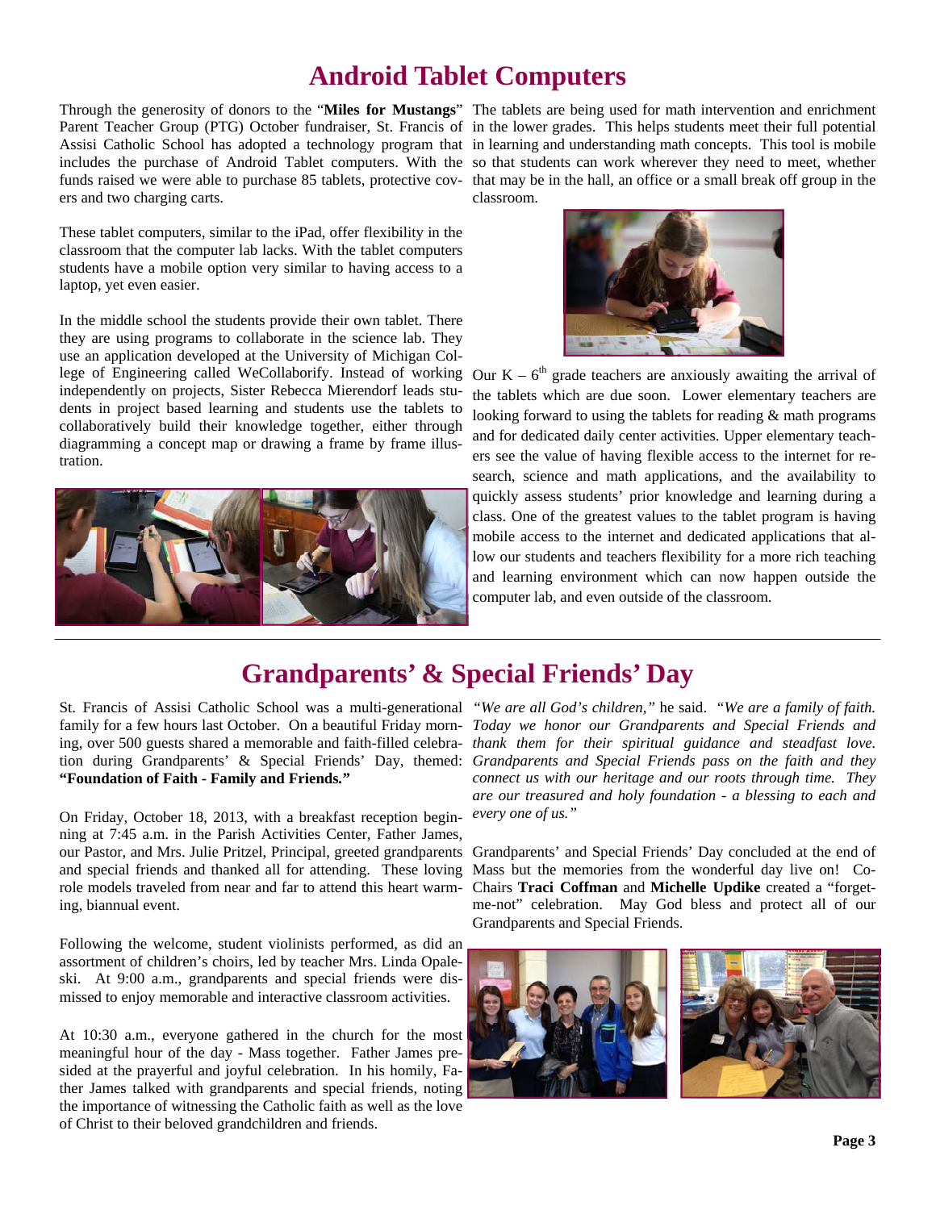# Android Tablet Computers

Through the generosity of donors to the "**Miles for Mustangs**" Parent Teacher Group (PTG) October fundraiser, St. Francis of Assisi Catholic School has adopted a technology program that includes the purchase of Android Tablet computers. With the funds raised we were able to purchase 85 tablets, protective covers and two charging carts.

These tablet computers, similar to the iPad, offer flexibility in the classroom that the computer lab lacks. With the tablet computers students have a mobile option very similar to having access to a laptop, yet even easier.

In the middle school the students provide their own tablet. There they are using programs to collaborate in the science lab. They use an application developed at the University of Michigan College of Engineering called WeCollaborify. Instead of working independently on projects, Sister Rebecca Mierendorf leads students in project based learning and students use the tablets to collaboratively build their knowledge together, either through diagramming a concept map or drawing a frame by frame illustration.

The tablets are being used for math intervention and enrichment in the lower grades. This helps students meet their full potential in learning and understanding math concepts. This tool is mobile so that students can work wherever they need to meet, whether that may be in the hall, an office or a small break off group in the classroom.

Our K – 6th grade teachers are anxiously awaiting the arrival of the tablets which are due soon. Lower elementary teachers are looking forward to using the tablets for reading & math programs and for dedicated daily center activities. Upper elementary teachers see the value of having flexible access to the internet for research, science and math applications, and the availability to quickly assess students' prior knowledge and learning during a class. One of the greatest values to the tablet program is having mobile access to the internet and dedicated applications that allow our students and teachers flexibility for a more rich teaching and learning environment which can now happen outside the computer lab, and even outside of the classroom.

# Grandparents' & Special Friends' Day

St. Francis of Assisi Catholic School was a multi-generational family for a few hours last October. On a beautiful Friday morning, over 500 guests shared a memorable and faith-filled celebration during Grandparents' & Special Friends' Day, themed: **"Foundation of Faith - Family and Friends."**

On Friday, October 18, 2013, with a breakfast reception beginning at 7:45 a.m. in the Parish Activities Center, Father James, our Pastor, and Mrs. Julie Pritzel, Principal, greeted grandparents and special friends and thanked all for attending. These loving role models traveled from near and far to attend this heart warming, biannual event.

Following the welcome, student violinists performed, as did an assortment of children's choirs, led by teacher Mrs. Linda Opaleski. At 9:00 a.m., grandparents and special friends were dismissed to enjoy memorable and interactive classroom activities.

At 10:30 a.m., everyone gathered in the church for the most meaningful hour of the day - Mass together. Father James presided at the prayerful and joyful celebration. In his homily, Father James talked with grandparents and special friends, noting the importance of witnessing the Catholic faith as well as the love of Christ to their beloved grandchildren and friends.

*"We are all God's children,"* he said. *"We are a family of faith. Today we honor our Grandparents and Special Friends and thank them for their spiritual guidance and steadfast love. Grandparents and Special Friends pass on the faith and they connect us with our heritage and our roots through time. They are our treasured and holy foundation - a blessing to each and every one of us."*

Grandparents' and Special Friends' Day concluded at the end of Mass but the memories from the wonderful day live on! Co-Chairs **Traci Coffman** and **Michelle Updike** created a "forget-me-not" celebration. May God bless and protect all of our Grandparents and Special Friends.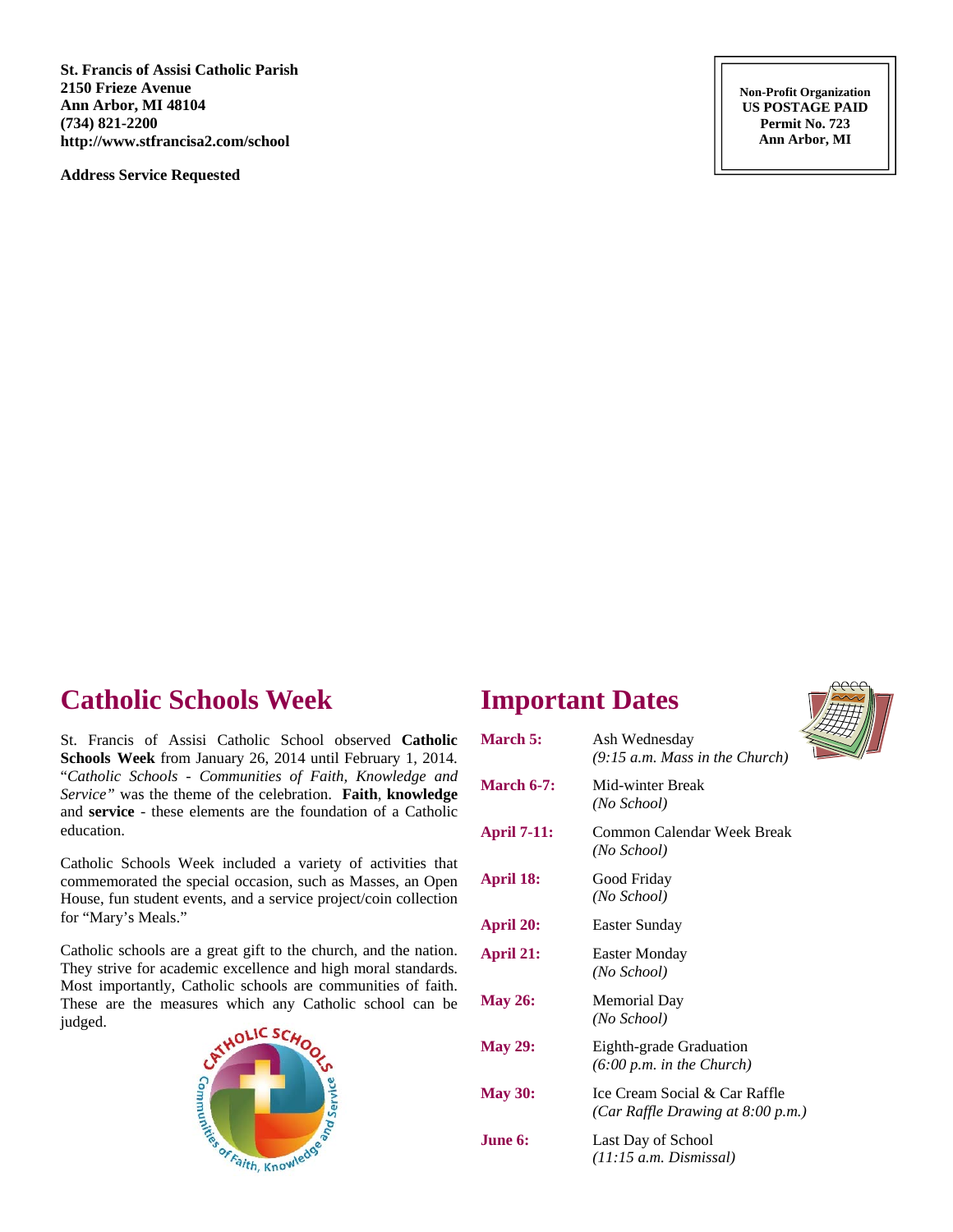**St. Francis of Assisi Catholic Parish**
**2150 Frieze Avenue**
**Ann Arbor, MI 48104**
**(734) 821-2200**
**http://www.stfrancisa2.com/school**

**Address Service Requested**

**Non-Profit Organization**
**US POSTAGE PAID**
**Permit No. 723**
**Ann Arbor, MI**

## Catholic Schools Week

St. Francis of Assisi Catholic School observed **Catholic Schools Week** from January 26, 2014 until February 1, 2014. "*Catholic Schools - Communities of Faith, Knowledge and Service"* was the theme of the celebration. **Faith**, **knowledge** and **service** - these elements are the foundation of a Catholic education.

Catholic Schools Week included a variety of activities that commemorated the special occasion, such as Masses, an Open House, fun student events, and a service project/coin collection for "Mary's Meals."

Catholic schools are a great gift to the church, and the nation. They strive for academic excellence and high moral standards. Most importantly, Catholic schools are communities of faith. These are the measures which any Catholic school can be judged.

## Important Dates

| | |
|---|---|
| **March 5:** | Ash Wednesday *(9:15 a.m. Mass in the Church)* |
| **March 6-7:** | Mid-winter Break *(No School)* |
| **April 7-11:** | Common Calendar Week Break *(No School)* |
| **April 18:** | Good Friday *(No School)* |
| **April 20:** | Easter Sunday |
| **April 21:** | Easter Monday *(No School)* |
| **May 26:** | Memorial Day *(No School)* |
| **May 29:** | Eighth-grade Graduation *(6:00 p.m. in the Church)* |
| **May 30:** | Ice Cream Social & Car Raffle *(Car Raffle Drawing at 8:00 p.m.)* |
| **June 6:** | Last Day of School *(11:15 a.m. Dismissal)* |